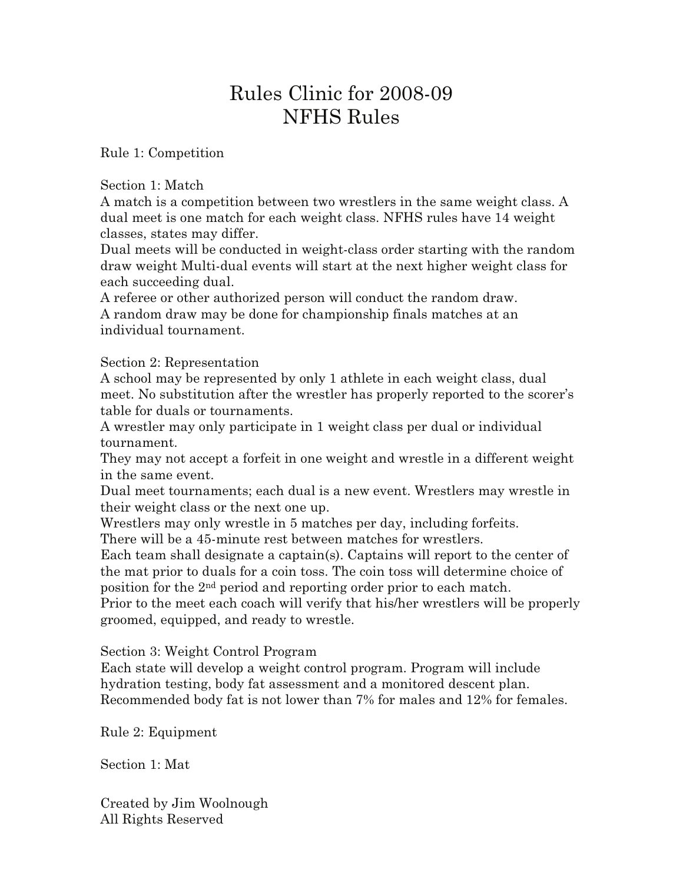# Rules Clinic for 2008-09
# NFHS Rules

## Rule 1: Competition

### Section 1: Match

A match is a competition between two wrestlers in the same weight class. A dual meet is one match for each weight class. NFHS rules have 14 weight classes, states may differ.

Dual meets will be conducted in weight-class order starting with the random draw weight Multi-dual events will start at the next higher weight class for each succeeding dual.

A referee or other authorized person will conduct the random draw.

A random draw may be done for championship finals matches at an individual tournament.

### Section 2: Representation

A school may be represented by only 1 athlete in each weight class, dual meet. No substitution after the wrestler has properly reported to the scorer's table for duals or tournaments.

A wrestler may only participate in 1 weight class per dual or individual tournament.

They may not accept a forfeit in one weight and wrestle in a different weight in the same event.

Dual meet tournaments; each dual is a new event. Wrestlers may wrestle in their weight class or the next one up.

Wrestlers may only wrestle in 5 matches per day, including forfeits.

There will be a 45-minute rest between matches for wrestlers.

Each team shall designate a captain(s). Captains will report to the center of the mat prior to duals for a coin toss. The coin toss will determine choice of position for the 2nd period and reporting order prior to each match.

Prior to the meet each coach will verify that his/her wrestlers will be properly groomed, equipped, and ready to wrestle.

### Section 3: Weight Control Program

Each state will develop a weight control program. Program will include hydration testing, body fat assessment and a monitored descent plan. Recommended body fat is not lower than 7% for males and 12% for females.

## Rule 2: Equipment

### Section 1: Mat

Created by Jim Woolnough
All Rights Reserved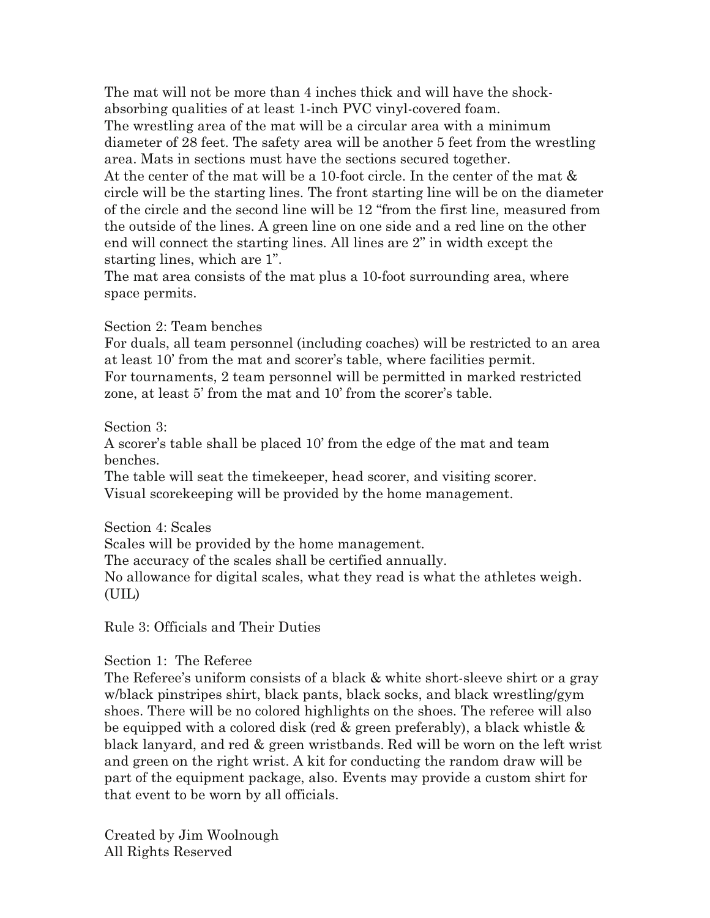The mat will not be more than 4 inches thick and will have the shock-absorbing qualities of at least 1-inch PVC vinyl-covered foam.
The wrestling area of the mat will be a circular area with a minimum diameter of 28 feet. The safety area will be another 5 feet from the wrestling area. Mats in sections must have the sections secured together.
At the center of the mat will be a 10-foot circle. In the center of the mat & circle will be the starting lines. The front starting line will be on the diameter of the circle and the second line will be 12 "from the first line, measured from the outside of the lines. A green line on one side and a red line on the other end will connect the starting lines. All lines are 2" in width except the starting lines, which are 1".
The mat area consists of the mat plus a 10-foot surrounding area, where space permits.

### Section 2: Team benches

For duals, all team personnel (including coaches) will be restricted to an area at least 10' from the mat and scorer's table, where facilities permit.
For tournaments, 2 team personnel will be permitted in marked restricted zone, at least 5' from the mat and 10' from the scorer's table.

### Section 3:

A scorer's table shall be placed 10' from the edge of the mat and team benches.
The table will seat the timekeeper, head scorer, and visiting scorer.
Visual scorekeeping will be provided by the home management.

### Section 4: Scales

Scales will be provided by the home management.
The accuracy of the scales shall be certified annually.
No allowance for digital scales, what they read is what the athletes weigh. (UIL)

## Rule 3: Officials and Their Duties

### Section 1: The Referee

The Referee's uniform consists of a black & white short-sleeve shirt or a gray w/black pinstripes shirt, black pants, black socks, and black wrestling/gym shoes. There will be no colored highlights on the shoes. The referee will also be equipped with a colored disk (red & green preferably), a black whistle & black lanyard, and red & green wristbands. Red will be worn on the left wrist and green on the right wrist. A kit for conducting the random draw will be part of the equipment package, also. Events may provide a custom shirt for that event to be worn by all officials.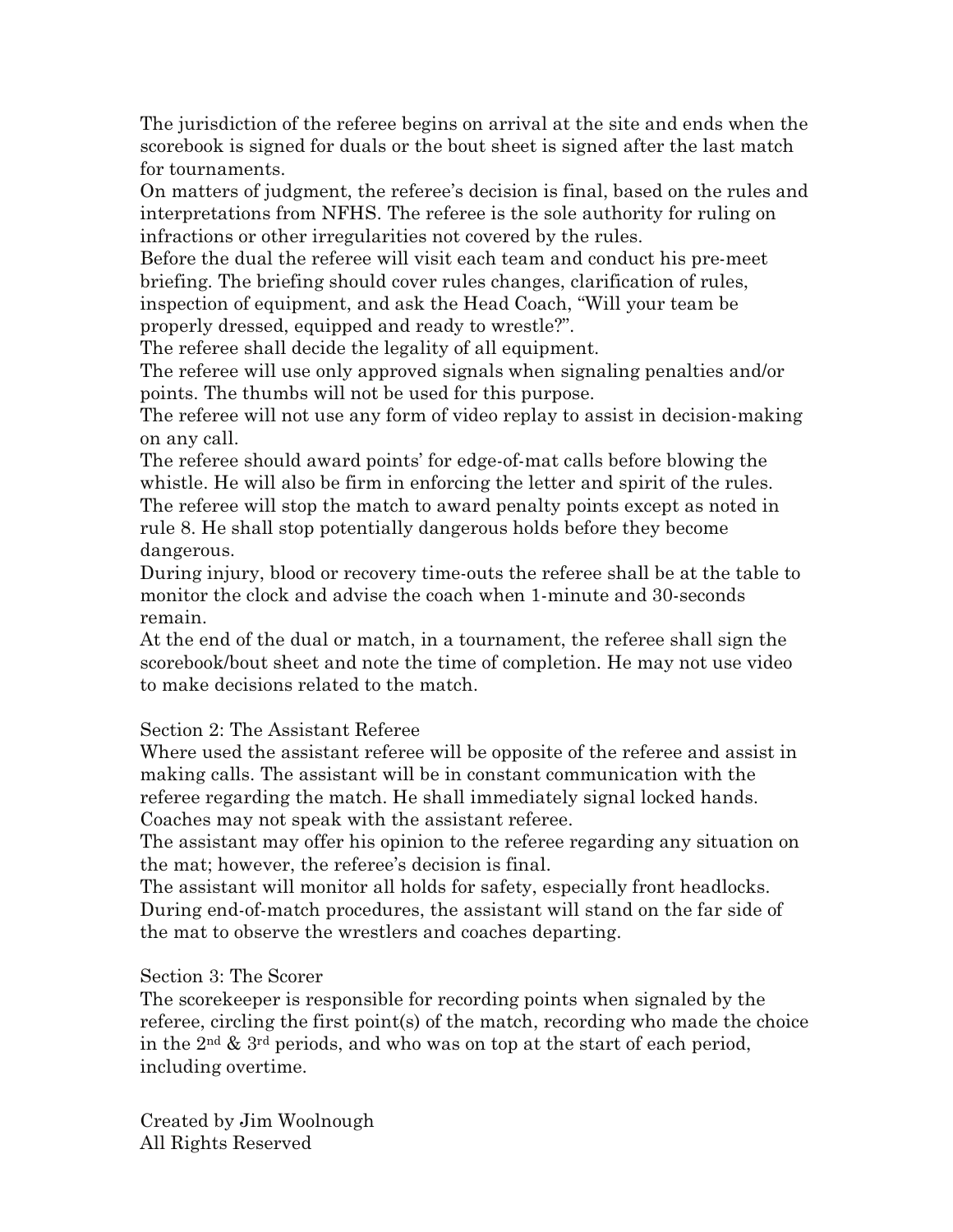The jurisdiction of the referee begins on arrival at the site and ends when the scorebook is signed for duals or the bout sheet is signed after the last match for tournaments.

On matters of judgment, the referee's decision is final, based on the rules and interpretations from NFHS. The referee is the sole authority for ruling on infractions or other irregularities not covered by the rules.

Before the dual the referee will visit each team and conduct his pre-meet briefing. The briefing should cover rules changes, clarification of rules, inspection of equipment, and ask the Head Coach, "Will your team be properly dressed, equipped and ready to wrestle?".

The referee shall decide the legality of all equipment.

The referee will use only approved signals when signaling penalties and/or points. The thumbs will not be used for this purpose.

The referee will not use any form of video replay to assist in decision-making on any call.

The referee should award points' for edge-of-mat calls before blowing the whistle. He will also be firm in enforcing the letter and spirit of the rules.

The referee will stop the match to award penalty points except as noted in rule 8. He shall stop potentially dangerous holds before they become dangerous.

During injury, blood or recovery time-outs the referee shall be at the table to monitor the clock and advise the coach when 1-minute and 30-seconds remain.

At the end of the dual or match, in a tournament, the referee shall sign the scorebook/bout sheet and note the time of completion. He may not use video to make decisions related to the match.

## Section 2: The Assistant Referee

Where used the assistant referee will be opposite of the referee and assist in making calls. The assistant will be in constant communication with the referee regarding the match. He shall immediately signal locked hands. Coaches may not speak with the assistant referee.

The assistant may offer his opinion to the referee regarding any situation on the mat; however, the referee's decision is final.

The assistant will monitor all holds for safety, especially front headlocks.

During end-of-match procedures, the assistant will stand on the far side of the mat to observe the wrestlers and coaches departing.

## Section 3: The Scorer

The scorekeeper is responsible for recording points when signaled by the referee, circling the first point(s) of the match, recording who made the choice in the 2nd & 3rd periods, and who was on top at the start of each period, including overtime.

Created by Jim Woolnough
All Rights Reserved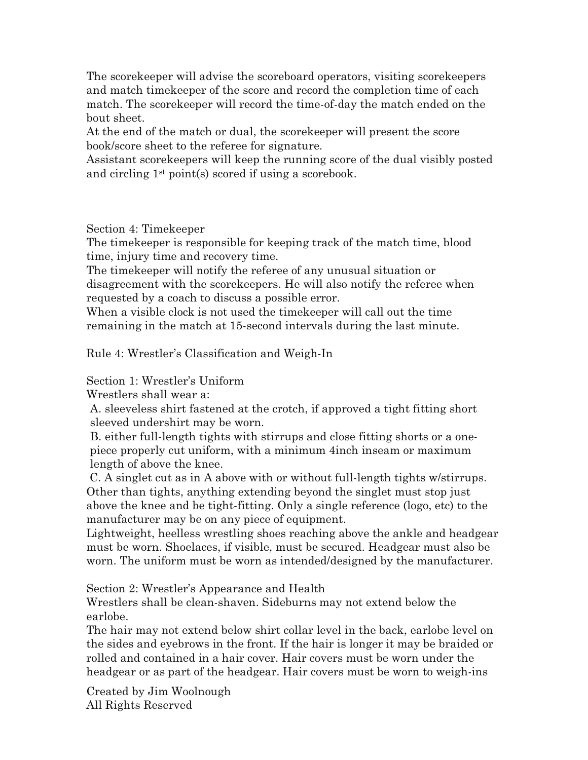The scorekeeper will advise the scoreboard operators, visiting scorekeepers and match timekeeper of the score and record the completion time of each match. The scorekeeper will record the time-of-day the match ended on the bout sheet.

At the end of the match or dual, the scorekeeper will present the score book/score sheet to the referee for signature.

Assistant scorekeepers will keep the running score of the dual visibly posted and circling 1st point(s) scored if using a scorebook.

## Section 4: Timekeeper

The timekeeper is responsible for keeping track of the match time, blood time, injury time and recovery time.

The timekeeper will notify the referee of any unusual situation or disagreement with the scorekeepers. He will also notify the referee when requested by a coach to discuss a possible error.

When a visible clock is not used the timekeeper will call out the time remaining in the match at 15-second intervals during the last minute.

# Rule 4: Wrestler's Classification and Weigh-In

## Section 1: Wrestler's Uniform

Wrestlers shall wear a:

A. sleeveless shirt fastened at the crotch, if approved a tight fitting short sleeved undershirt may be worn.

B. either full-length tights with stirrups and close fitting shorts or a one-piece properly cut uniform, with a minimum 4inch inseam or maximum length of above the knee.

C. A singlet cut as in A above with or without full-length tights w/stirrups. Other than tights, anything extending beyond the singlet must stop just above the knee and be tight-fitting. Only a single reference (logo, etc) to the manufacturer may be on any piece of equipment.

Lightweight, heelless wrestling shoes reaching above the ankle and headgear must be worn. Shoelaces, if visible, must be secured. Headgear must also be worn. The uniform must be worn as intended/designed by the manufacturer.

## Section 2: Wrestler's Appearance and Health

Wrestlers shall be clean-shaven. Sideburns may not extend below the earlobe.

The hair may not extend below shirt collar level in the back, earlobe level on the sides and eyebrows in the front. If the hair is longer it may be braided or rolled and contained in a hair cover. Hair covers must be worn under the headgear or as part of the headgear. Hair covers must be worn to weigh-ins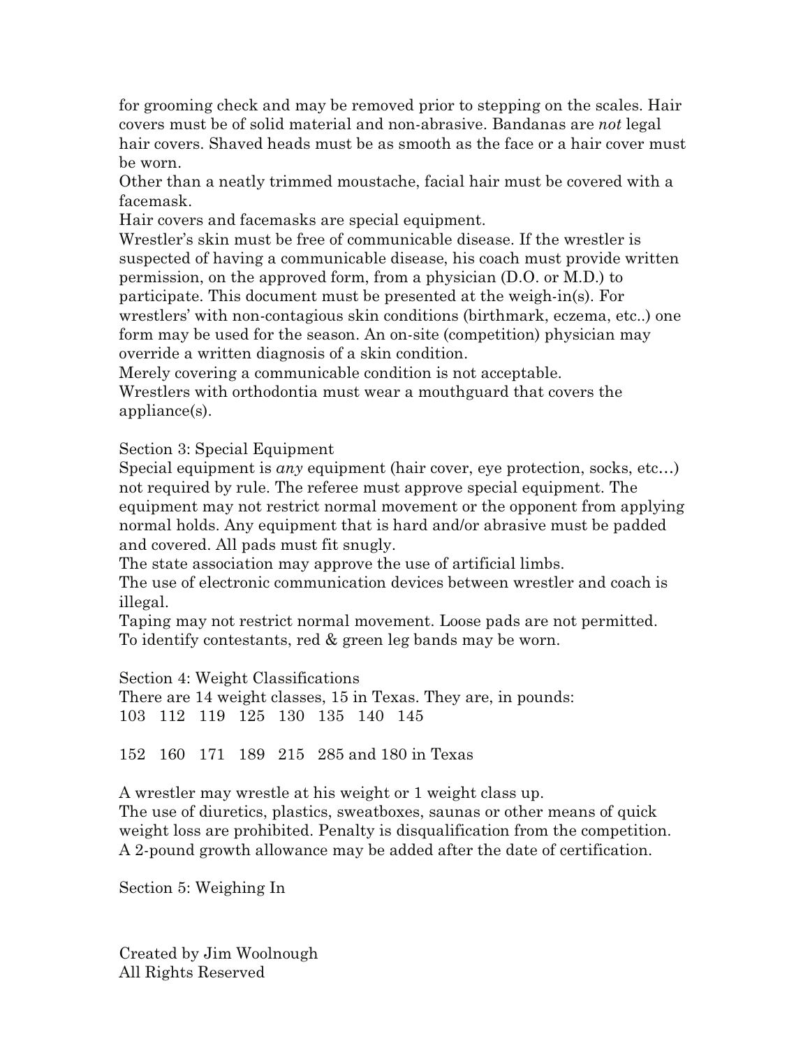for grooming check and may be removed prior to stepping on the scales. Hair covers must be of solid material and non-abrasive. Bandanas are *not* legal hair covers. Shaved heads must be as smooth as the face or a hair cover must be worn.

Other than a neatly trimmed moustache, facial hair must be covered with a facemask.

Hair covers and facemasks are special equipment.

Wrestler's skin must be free of communicable disease. If the wrestler is suspected of having a communicable disease, his coach must provide written permission, on the approved form, from a physician (D.O. or M.D.) to participate. This document must be presented at the weigh-in(s). For wrestlers' with non-contagious skin conditions (birthmark, eczema, etc..) one form may be used for the season. An on-site (competition) physician may override a written diagnosis of a skin condition.

Merely covering a communicable condition is not acceptable.

Wrestlers with orthodontia must wear a mouthguard that covers the appliance(s).

### Section 3: Special Equipment

Special equipment is *any* equipment (hair cover, eye protection, socks, etc…) not required by rule. The referee must approve special equipment. The equipment may not restrict normal movement or the opponent from applying normal holds. Any equipment that is hard and/or abrasive must be padded and covered. All pads must fit snugly.

The state association may approve the use of artificial limbs.

The use of electronic communication devices between wrestler and coach is illegal.

Taping may not restrict normal movement. Loose pads are not permitted.

To identify contestants, red & green leg bands may be worn.

### Section 4: Weight Classifications

There are 14 weight classes, 15 in Texas. They are, in pounds:

103 112 119 125 130 135 140 145

152 160 171 189 215 285 and 180 in Texas

A wrestler may wrestle at his weight or 1 weight class up.

The use of diuretics, plastics, sweatboxes, saunas or other means of quick weight loss are prohibited. Penalty is disqualification from the competition.

A 2-pound growth allowance may be added after the date of certification.

### Section 5: Weighing In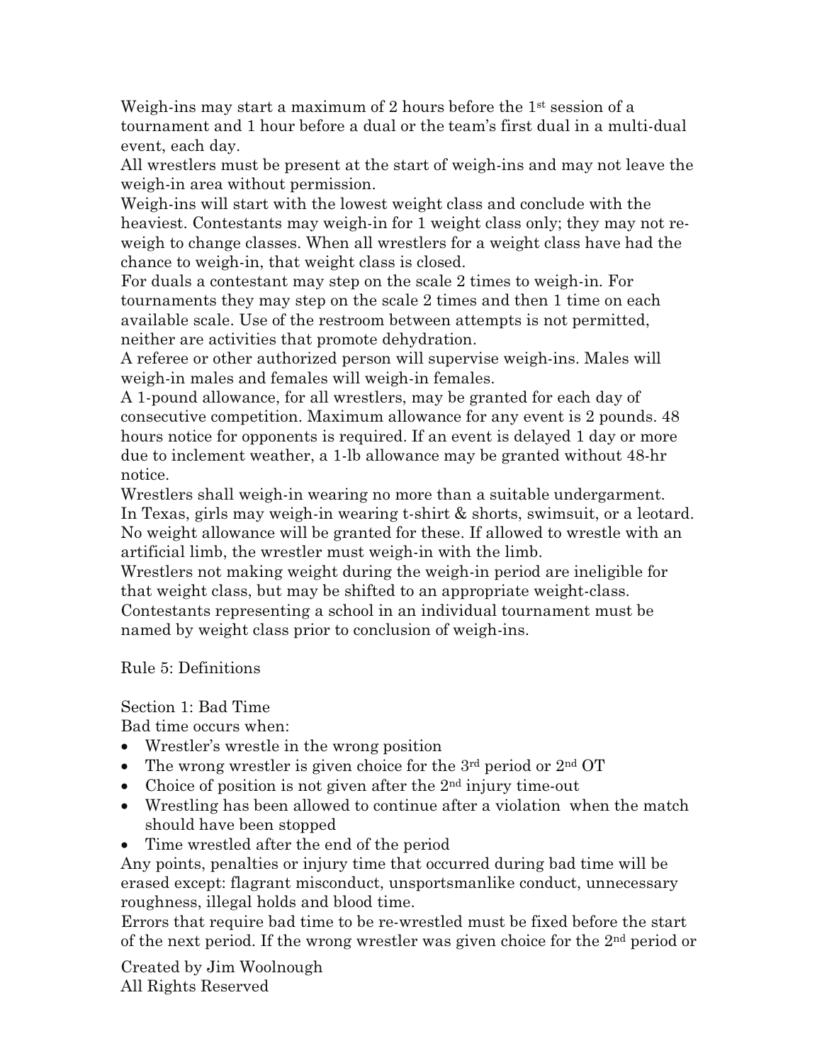Weigh-ins may start a maximum of 2 hours before the 1st session of a tournament and 1 hour before a dual or the team's first dual in a multi-dual event, each day.

All wrestlers must be present at the start of weigh-ins and may not leave the weigh-in area without permission.

Weigh-ins will start with the lowest weight class and conclude with the heaviest. Contestants may weigh-in for 1 weight class only; they may not re-weigh to change classes. When all wrestlers for a weight class have had the chance to weigh-in, that weight class is closed.

For duals a contestant may step on the scale 2 times to weigh-in. For tournaments they may step on the scale 2 times and then 1 time on each available scale. Use of the restroom between attempts is not permitted, neither are activities that promote dehydration.

A referee or other authorized person will supervise weigh-ins. Males will weigh-in males and females will weigh-in females.

A 1-pound allowance, for all wrestlers, may be granted for each day of consecutive competition. Maximum allowance for any event is 2 pounds. 48 hours notice for opponents is required. If an event is delayed 1 day or more due to inclement weather, a 1-lb allowance may be granted without 48-hr notice.

Wrestlers shall weigh-in wearing no more than a suitable undergarment. In Texas, girls may weigh-in wearing t-shirt & shorts, swimsuit, or a leotard. No weight allowance will be granted for these. If allowed to wrestle with an artificial limb, the wrestler must weigh-in with the limb.

Wrestlers not making weight during the weigh-in period are ineligible for that weight class, but may be shifted to an appropriate weight-class.

Contestants representing a school in an individual tournament must be named by weight class prior to conclusion of weigh-ins.

## Rule 5: Definitions

### Section 1: Bad Time

Bad time occurs when:

- Wrestler's wrestle in the wrong position
- The wrong wrestler is given choice for the 3rd period or 2nd OT
- Choice of position is not given after the 2nd injury time-out
- Wrestling has been allowed to continue after a violation when the match should have been stopped
- Time wrestled after the end of the period

Any points, penalties or injury time that occurred during bad time will be erased except: flagrant misconduct, unsportsmanlike conduct, unnecessary roughness, illegal holds and blood time.

Errors that require bad time to be re-wrestled must be fixed before the start of the next period. If the wrong wrestler was given choice for the 2nd period or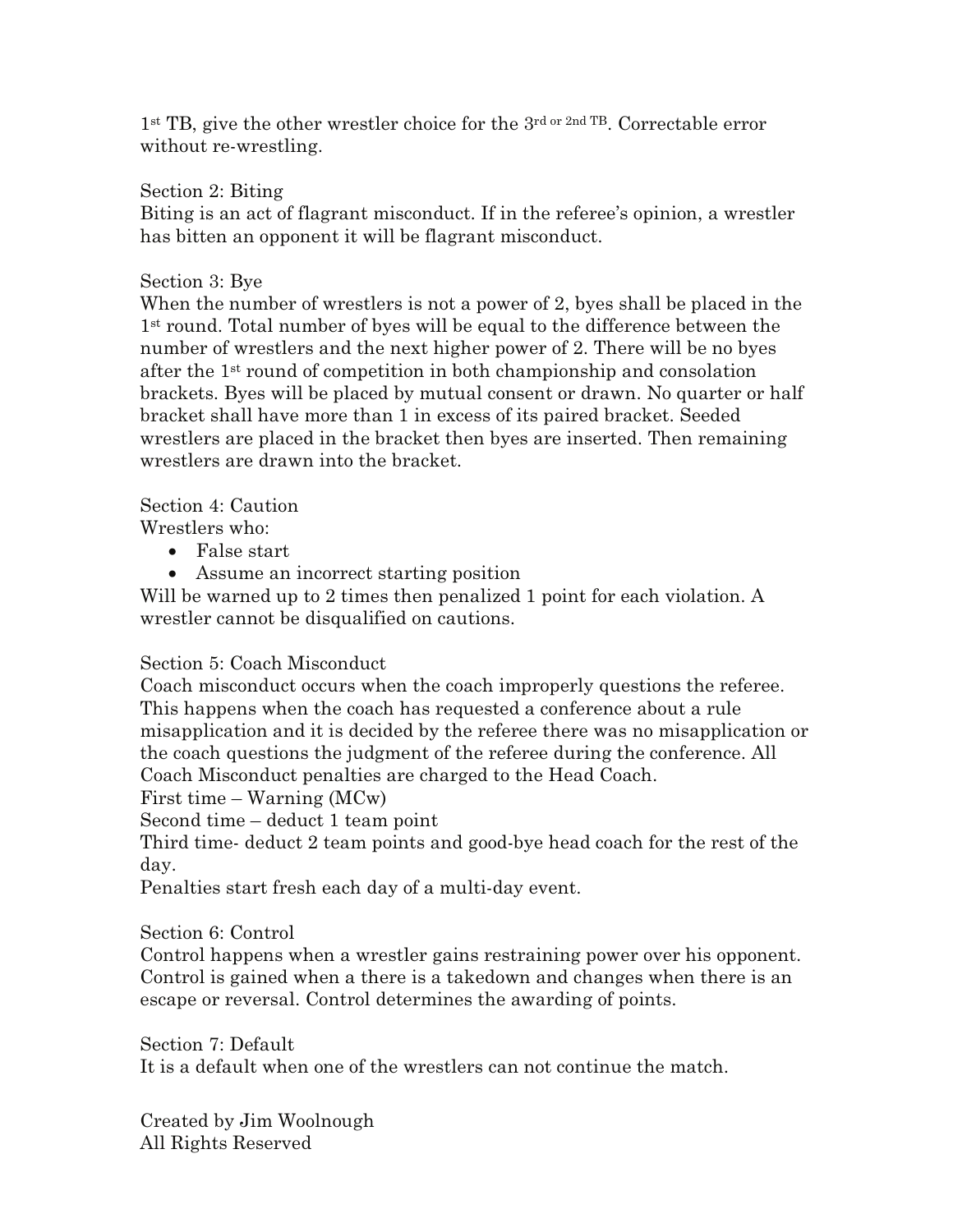1st TB, give the other wrestler choice for the 3rd or 2nd TB. Correctable error without re-wrestling.

Section 2: Biting
Biting is an act of flagrant misconduct. If in the referee's opinion, a wrestler has bitten an opponent it will be flagrant misconduct.

Section 3: Bye
When the number of wrestlers is not a power of 2, byes shall be placed in the 1st round. Total number of byes will be equal to the difference between the number of wrestlers and the next higher power of 2. There will be no byes after the 1st round of competition in both championship and consolation brackets. Byes will be placed by mutual consent or drawn. No quarter or half bracket shall have more than 1 in excess of its paired bracket. Seeded wrestlers are placed in the bracket then byes are inserted. Then remaining wrestlers are drawn into the bracket.

Section 4: Caution
Wrestlers who:

- False start
- Assume an incorrect starting position

Will be warned up to 2 times then penalized 1 point for each violation. A wrestler cannot be disqualified on cautions.

Section 5: Coach Misconduct
Coach misconduct occurs when the coach improperly questions the referee. This happens when the coach has requested a conference about a rule misapplication and it is decided by the referee there was no misapplication or the coach questions the judgment of the referee during the conference. All Coach Misconduct penalties are charged to the Head Coach.
First time – Warning (MCw)
Second time – deduct 1 team point
Third time- deduct 2 team points and good-bye head coach for the rest of the day.
Penalties start fresh each day of a multi-day event.

Section 6: Control
Control happens when a wrestler gains restraining power over his opponent. Control is gained when a there is a takedown and changes when there is an escape or reversal. Control determines the awarding of points.

Section 7: Default
It is a default when one of the wrestlers can not continue the match.

Created by Jim Woolnough
All Rights Reserved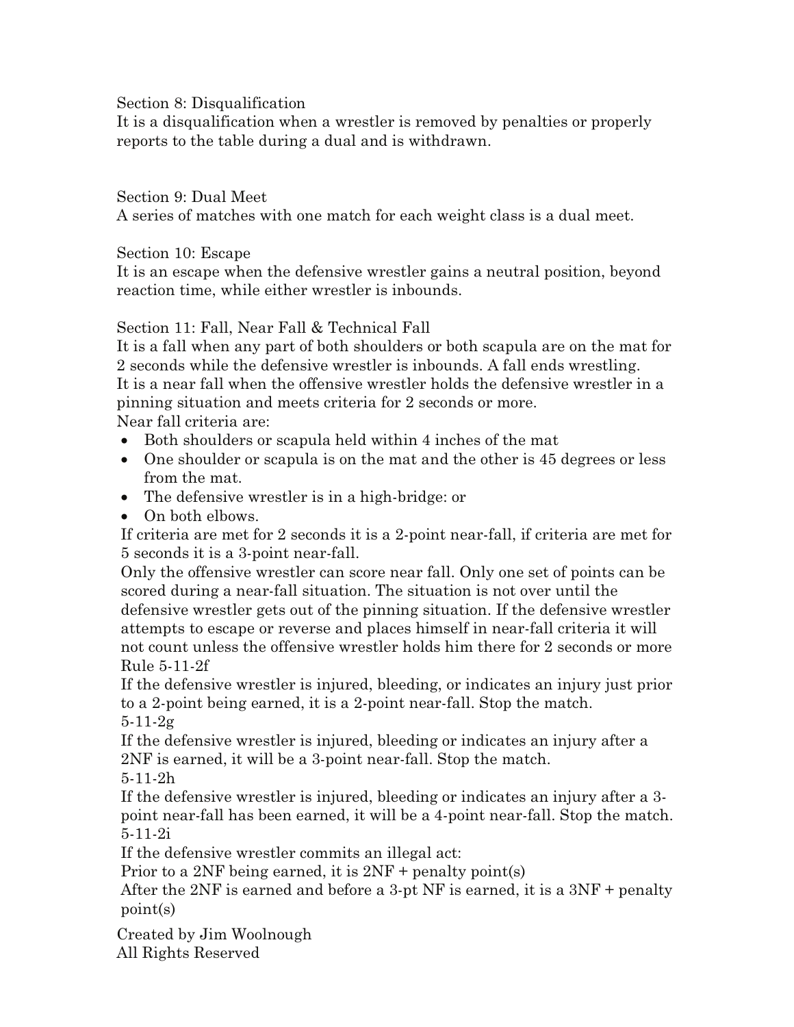### Section 8: Disqualification

It is a disqualification when a wrestler is removed by penalties or properly reports to the table during a dual and is withdrawn.

### Section 9: Dual Meet

A series of matches with one match for each weight class is a dual meet.

### Section 10: Escape

It is an escape when the defensive wrestler gains a neutral position, beyond reaction time, while either wrestler is inbounds.

### Section 11: Fall, Near Fall & Technical Fall

It is a fall when any part of both shoulders or both scapula are on the mat for 2 seconds while the defensive wrestler is inbounds. A fall ends wrestling.

It is a near fall when the offensive wrestler holds the defensive wrestler in a pinning situation and meets criteria for 2 seconds or more.

Near fall criteria are:

- Both shoulders or scapula held within 4 inches of the mat
- One shoulder or scapula is on the mat and the other is 45 degrees or less from the mat.
- The defensive wrestler is in a high-bridge: or
- On both elbows.

If criteria are met for 2 seconds it is a 2-point near-fall, if criteria are met for 5 seconds it is a 3-point near-fall.

Only the offensive wrestler can score near fall. Only one set of points can be scored during a near-fall situation. The situation is not over until the defensive wrestler gets out of the pinning situation. If the defensive wrestler attempts to escape or reverse and places himself in near-fall criteria it will not count unless the offensive wrestler holds him there for 2 seconds or more

Rule 5-11-2f

If the defensive wrestler is injured, bleeding, or indicates an injury just prior to a 2-point being earned, it is a 2-point near-fall. Stop the match.

5-11-2g

If the defensive wrestler is injured, bleeding or indicates an injury after a 2NF is earned, it will be a 3-point near-fall. Stop the match.

5-11-2h

If the defensive wrestler is injured, bleeding or indicates an injury after a 3-point near-fall has been earned, it will be a 4-point near-fall. Stop the match.

5-11-2i

If the defensive wrestler commits an illegal act:

Prior to a 2NF being earned, it is 2NF + penalty point(s)

After the 2NF is earned and before a 3-pt NF is earned, it is a 3NF + penalty point(s)

Created by Jim Woolnough
All Rights Reserved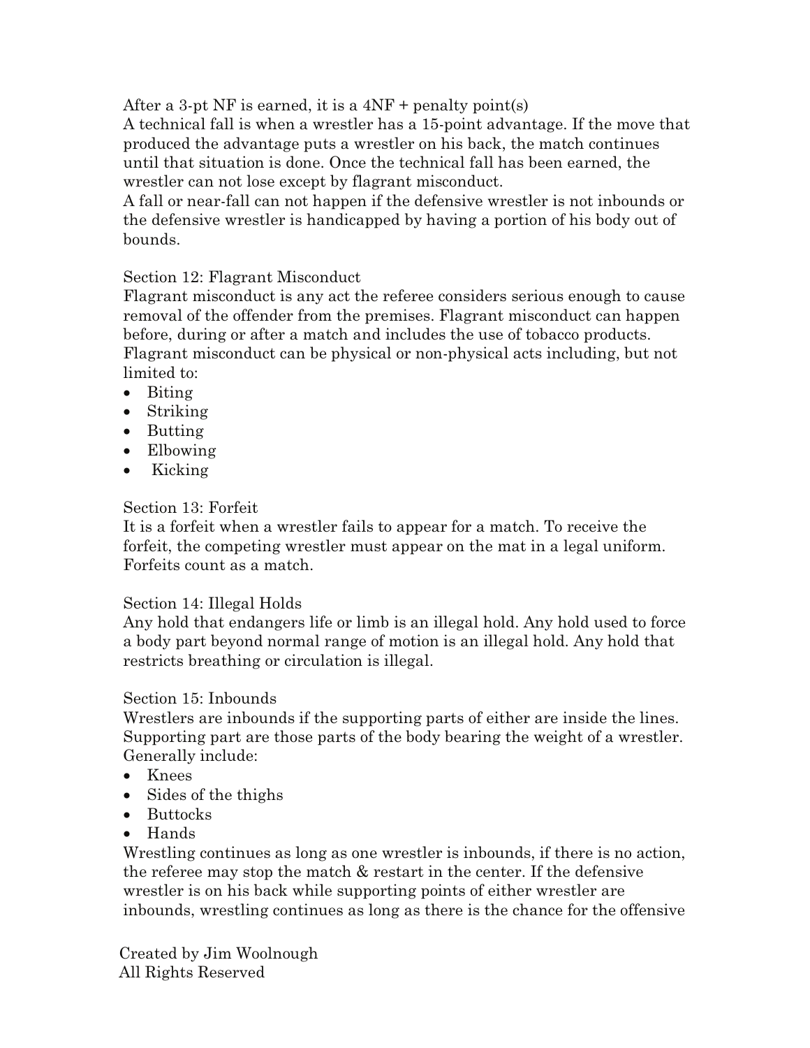After a 3-pt NF is earned, it is a 4NF + penalty point(s)
A technical fall is when a wrestler has a 15-point advantage. If the move that produced the advantage puts a wrestler on his back, the match continues until that situation is done. Once the technical fall has been earned, the wrestler can not lose except by flagrant misconduct.
A fall or near-fall can not happen if the defensive wrestler is not inbounds or the defensive wrestler is handicapped by having a portion of his body out of bounds.

## Section 12: Flagrant Misconduct

Flagrant misconduct is any act the referee considers serious enough to cause removal of the offender from the premises. Flagrant misconduct can happen before, during or after a match and includes the use of tobacco products. Flagrant misconduct can be physical or non-physical acts including, but not limited to:

- Biting
- Striking
- Butting
- Elbowing
- Kicking

## Section 13: Forfeit

It is a forfeit when a wrestler fails to appear for a match. To receive the forfeit, the competing wrestler must appear on the mat in a legal uniform. Forfeits count as a match.

## Section 14: Illegal Holds

Any hold that endangers life or limb is an illegal hold. Any hold used to force a body part beyond normal range of motion is an illegal hold. Any hold that restricts breathing or circulation is illegal.

## Section 15: Inbounds

Wrestlers are inbounds if the supporting parts of either are inside the lines. Supporting part are those parts of the body bearing the weight of a wrestler. Generally include:

- Knees
- Sides of the thighs
- Buttocks
- Hands

Wrestling continues as long as one wrestler is inbounds, if there is no action, the referee may stop the match & restart in the center. If the defensive wrestler is on his back while supporting points of either wrestler are inbounds, wrestling continues as long as there is the chance for the offensive

Created by Jim Woolnough
All Rights Reserved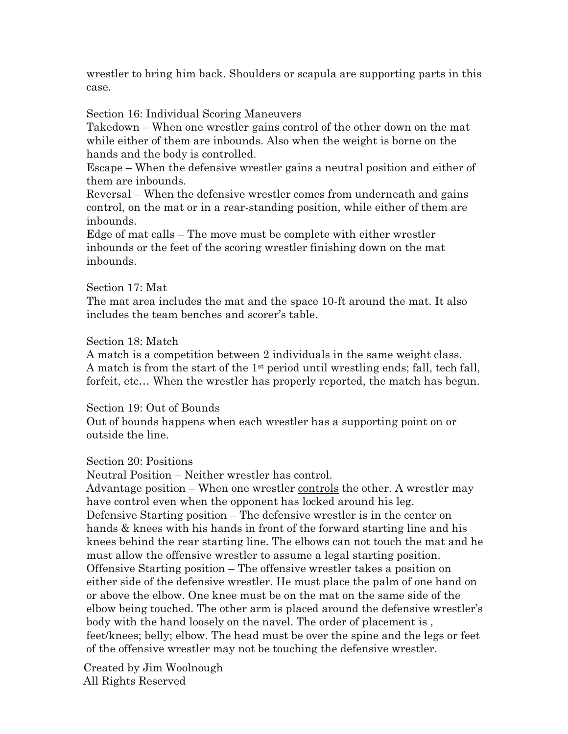wrestler to bring him back. Shoulders or scapula are supporting parts in this case.

## Section 16: Individual Scoring Maneuvers

Takedown – When one wrestler gains control of the other down on the mat while either of them are inbounds. Also when the weight is borne on the hands and the body is controlled.

Escape – When the defensive wrestler gains a neutral position and either of them are inbounds.

Reversal – When the defensive wrestler comes from underneath and gains control, on the mat or in a rear-standing position, while either of them are inbounds.

Edge of mat calls – The move must be complete with either wrestler inbounds or the feet of the scoring wrestler finishing down on the mat inbounds.

## Section 17: Mat

The mat area includes the mat and the space 10-ft around the mat. It also includes the team benches and scorer's table.

## Section 18: Match

A match is a competition between 2 individuals in the same weight class. A match is from the start of the 1st period until wrestling ends; fall, tech fall, forfeit, etc… When the wrestler has properly reported, the match has begun.

## Section 19: Out of Bounds

Out of bounds happens when each wrestler has a supporting point on or outside the line.

## Section 20: Positions

Neutral Position – Neither wrestler has control.

Advantage position – When one wrestler <u>controls</u> the other. A wrestler may have control even when the opponent has locked around his leg.

Defensive Starting position – The defensive wrestler is in the center on hands & knees with his hands in front of the forward starting line and his knees behind the rear starting line. The elbows can not touch the mat and he must allow the offensive wrestler to assume a legal starting position.

Offensive Starting position – The offensive wrestler takes a position on either side of the defensive wrestler. He must place the palm of one hand on or above the elbow. One knee must be on the mat on the same side of the elbow being touched. The other arm is placed around the defensive wrestler's body with the hand loosely on the navel. The order of placement is , feet/knees; belly; elbow. The head must be over the spine and the legs or feet of the offensive wrestler may not be touching the defensive wrestler.

Created by Jim Woolnough
All Rights Reserved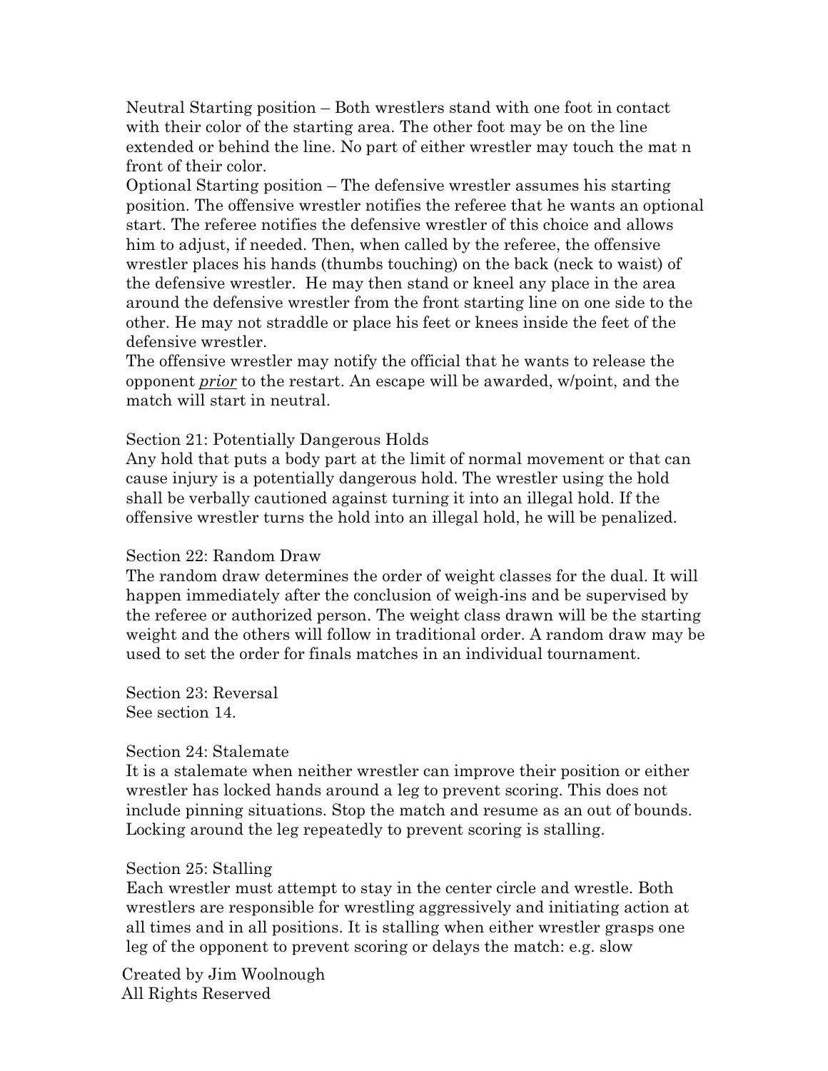Neutral Starting position – Both wrestlers stand with one foot in contact with their color of the starting area. The other foot may be on the line extended or behind the line. No part of either wrestler may touch the mat n front of their color.

Optional Starting position – The defensive wrestler assumes his starting position. The offensive wrestler notifies the referee that he wants an optional start. The referee notifies the defensive wrestler of this choice and allows him to adjust, if needed. Then, when called by the referee, the offensive wrestler places his hands (thumbs touching) on the back (neck to waist) of the defensive wrestler. He may then stand or kneel any place in the area around the defensive wrestler from the front starting line on one side to the other. He may not straddle or place his feet or knees inside the feet of the defensive wrestler.

The offensive wrestler may notify the official that he wants to release the opponent <u>*prior*</u> to the restart. An escape will be awarded, w/point, and the match will start in neutral.

Section 21: Potentially Dangerous Holds

Any hold that puts a body part at the limit of normal movement or that can cause injury is a potentially dangerous hold. The wrestler using the hold shall be verbally cautioned against turning it into an illegal hold. If the offensive wrestler turns the hold into an illegal hold, he will be penalized.

Section 22: Random Draw

The random draw determines the order of weight classes for the dual. It will happen immediately after the conclusion of weigh-ins and be supervised by the referee or authorized person. The weight class drawn will be the starting weight and the others will follow in traditional order. A random draw may be used to set the order for finals matches in an individual tournament.

Section 23: Reversal

See section 14.

Section 24: Stalemate

It is a stalemate when neither wrestler can improve their position or either wrestler has locked hands around a leg to prevent scoring. This does not include pinning situations. Stop the match and resume as an out of bounds. Locking around the leg repeatedly to prevent scoring is stalling.

Section 25: Stalling

Each wrestler must attempt to stay in the center circle and wrestle. Both wrestlers are responsible for wrestling aggressively and initiating action at all times and in all positions. It is stalling when either wrestler grasps one leg of the opponent to prevent scoring or delays the match: e.g. slow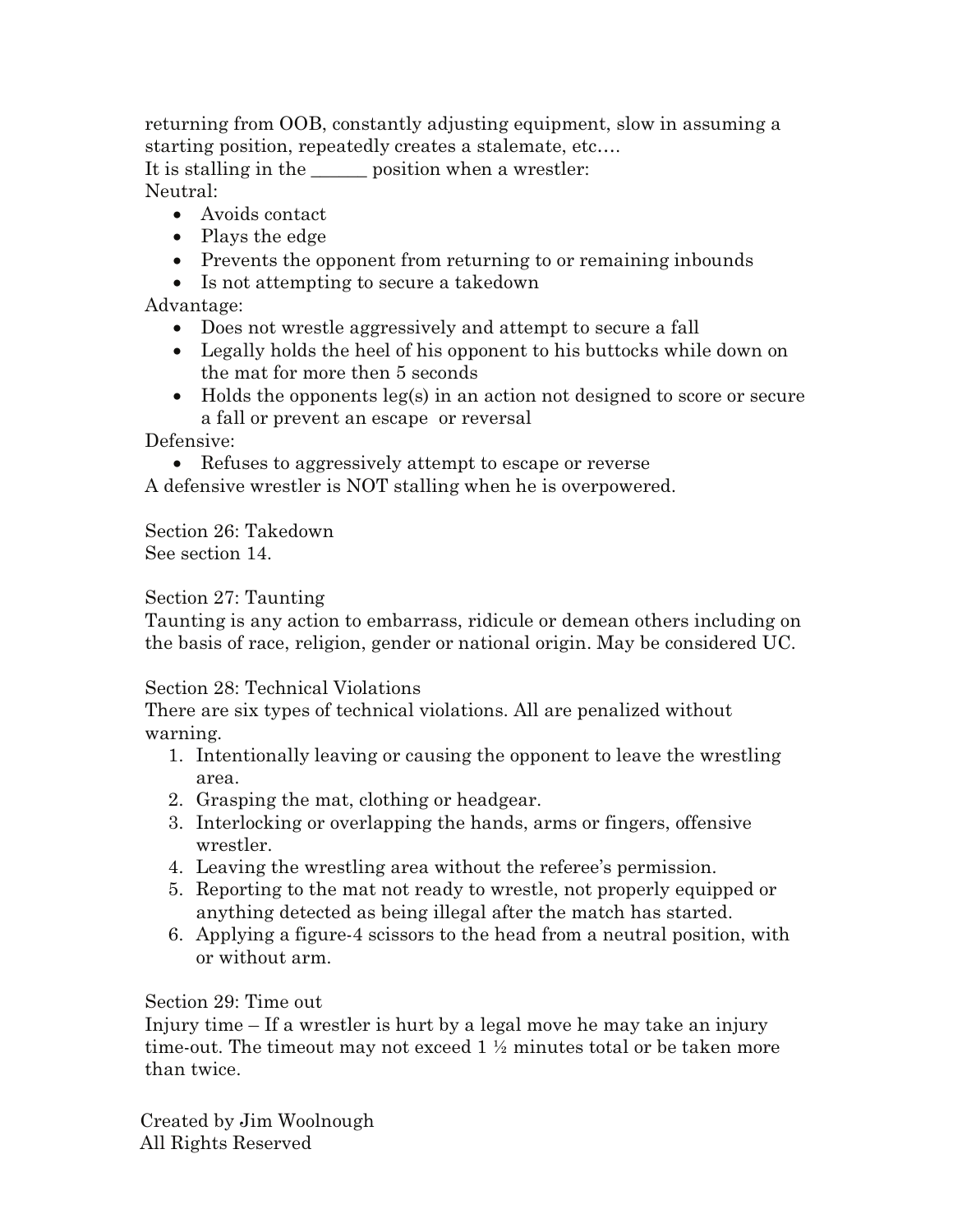returning from OOB, constantly adjusting equipment, slow in assuming a starting position, repeatedly creates a stalemate, etc….

It is stalling in the ______ position when a wrestler:

Neutral:

- Avoids contact
- Plays the edge
- Prevents the opponent from returning to or remaining inbounds
- Is not attempting to secure a takedown

Advantage:

- Does not wrestle aggressively and attempt to secure a fall
- Legally holds the heel of his opponent to his buttocks while down on the mat for more then 5 seconds
- Holds the opponents leg(s) in an action not designed to score or secure a fall or prevent an escape or reversal

Defensive:

- Refuses to aggressively attempt to escape or reverse

A defensive wrestler is NOT stalling when he is overpowered.

Section 26: Takedown

See section 14.

Section 27: Taunting

Taunting is any action to embarrass, ridicule or demean others including on the basis of race, religion, gender or national origin. May be considered UC.

Section 28: Technical Violations

There are six types of technical violations. All are penalized without warning.

1. Intentionally leaving or causing the opponent to leave the wrestling area.
2. Grasping the mat, clothing or headgear.
3. Interlocking or overlapping the hands, arms or fingers, offensive wrestler.
4. Leaving the wrestling area without the referee's permission.
5. Reporting to the mat not ready to wrestle, not properly equipped or anything detected as being illegal after the match has started.
6. Applying a figure-4 scissors to the head from a neutral position, with or without arm.

Section 29: Time out

Injury time – If a wrestler is hurt by a legal move he may take an injury time-out. The timeout may not exceed 1 ½ minutes total or be taken more than twice.

Created by Jim Woolnough
All Rights Reserved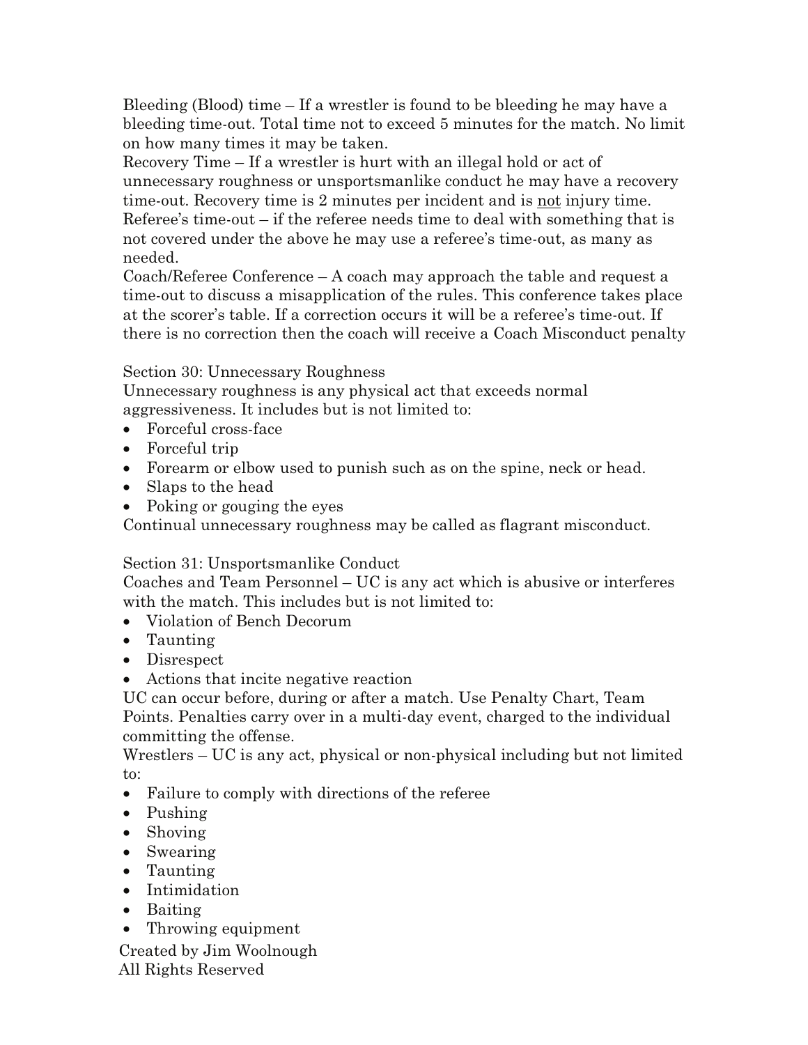Bleeding (Blood) time – If a wrestler is found to be bleeding he may have a bleeding time-out. Total time not to exceed 5 minutes for the match. No limit on how many times it may be taken.

Recovery Time – If a wrestler is hurt with an illegal hold or act of unnecessary roughness or unsportsmanlike conduct he may have a recovery time-out. Recovery time is 2 minutes per incident and is <u>not</u> injury time.

Referee's time-out – if the referee needs time to deal with something that is not covered under the above he may use a referee's time-out, as many as needed.

Coach/Referee Conference – A coach may approach the table and request a time-out to discuss a misapplication of the rules. This conference takes place at the scorer's table. If a correction occurs it will be a referee's time-out. If there is no correction then the coach will receive a Coach Misconduct penalty

Section 30: Unnecessary Roughness

Unnecessary roughness is any physical act that exceeds normal aggressiveness. It includes but is not limited to:

- Forceful cross-face
- Forceful trip
- Forearm or elbow used to punish such as on the spine, neck or head.
- Slaps to the head
- Poking or gouging the eyes

Continual unnecessary roughness may be called as flagrant misconduct.

Section 31: Unsportsmanlike Conduct

Coaches and Team Personnel – UC is any act which is abusive or interferes with the match. This includes but is not limited to:

- Violation of Bench Decorum
- Taunting
- Disrespect
- Actions that incite negative reaction

UC can occur before, during or after a match. Use Penalty Chart, Team Points. Penalties carry over in a multi-day event, charged to the individual committing the offense.

Wrestlers – UC is any act, physical or non-physical including but not limited to:

- Failure to comply with directions of the referee
- Pushing
- Shoving
- Swearing
- Taunting
- Intimidation
- Baiting
- Throwing equipment

Created by Jim Woolnough
All Rights Reserved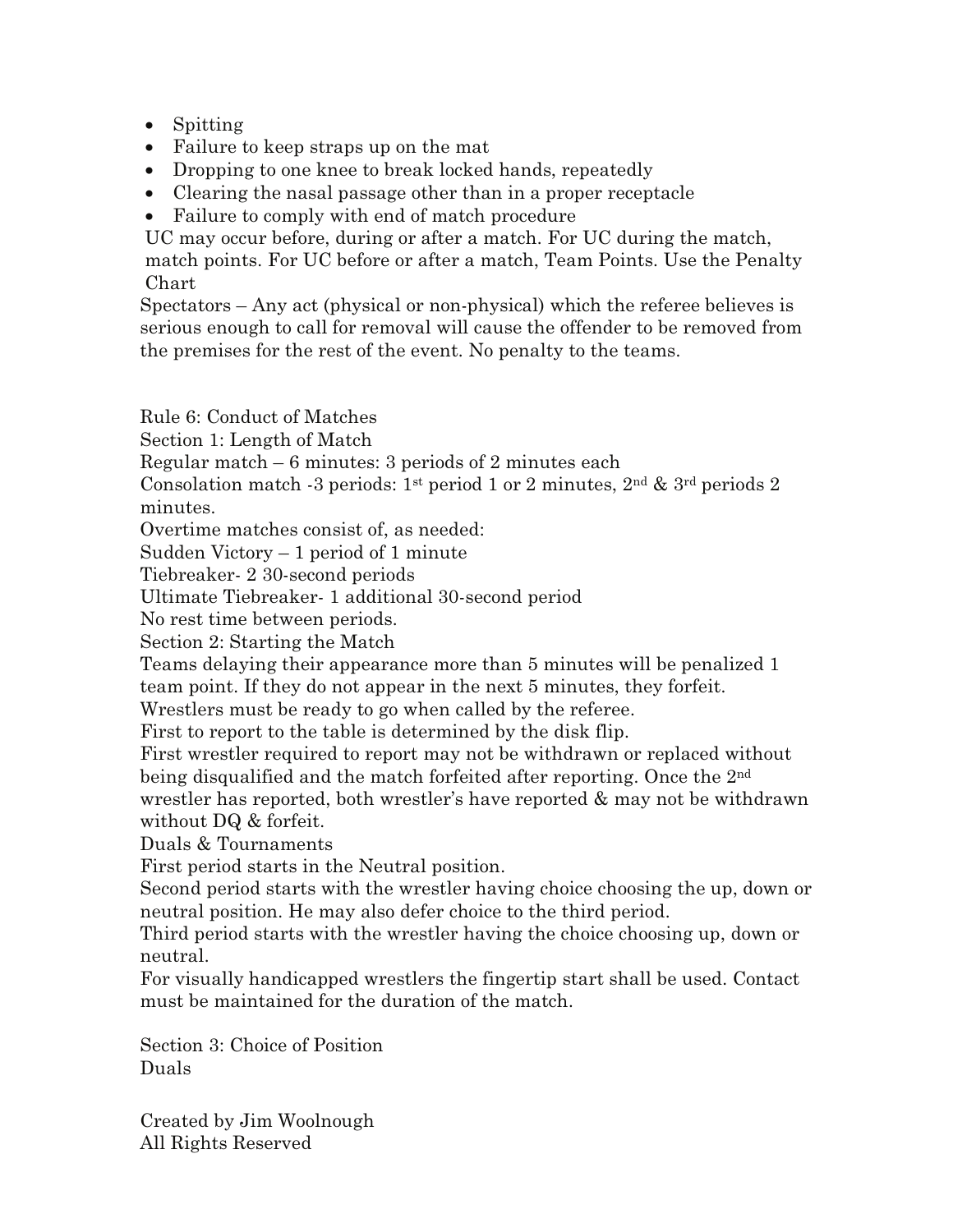- Spitting
- Failure to keep straps up on the mat
- Dropping to one knee to break locked hands, repeatedly
- Clearing the nasal passage other than in a proper receptacle
- Failure to comply with end of match procedure

UC may occur before, during or after a match. For UC during the match, match points. For UC before or after a match, Team Points. Use the Penalty Chart

Spectators – Any act (physical or non-physical) which the referee believes is serious enough to call for removal will cause the offender to be removed from the premises for the rest of the event. No penalty to the teams.

Rule 6: Conduct of Matches

Section 1: Length of Match

Regular match – 6 minutes: 3 periods of 2 minutes each

Consolation match -3 periods: 1st period 1 or 2 minutes, 2nd & 3rd periods 2 minutes.

Overtime matches consist of, as needed:

Sudden Victory – 1 period of 1 minute

Tiebreaker- 2 30-second periods

Ultimate Tiebreaker- 1 additional 30-second period

No rest time between periods.

Section 2: Starting the Match

Teams delaying their appearance more than 5 minutes will be penalized 1 team point. If they do not appear in the next 5 minutes, they forfeit.

Wrestlers must be ready to go when called by the referee.

First to report to the table is determined by the disk flip.

First wrestler required to report may not be withdrawn or replaced without being disqualified and the match forfeited after reporting. Once the 2nd wrestler has reported, both wrestler's have reported & may not be withdrawn without DQ & forfeit.

Duals & Tournaments

First period starts in the Neutral position.

Second period starts with the wrestler having choice choosing the up, down or neutral position. He may also defer choice to the third period.

Third period starts with the wrestler having the choice choosing up, down or neutral.

For visually handicapped wrestlers the fingertip start shall be used. Contact must be maintained for the duration of the match.

Section 3: Choice of Position

Duals

Created by Jim Woolnough

All Rights Reserved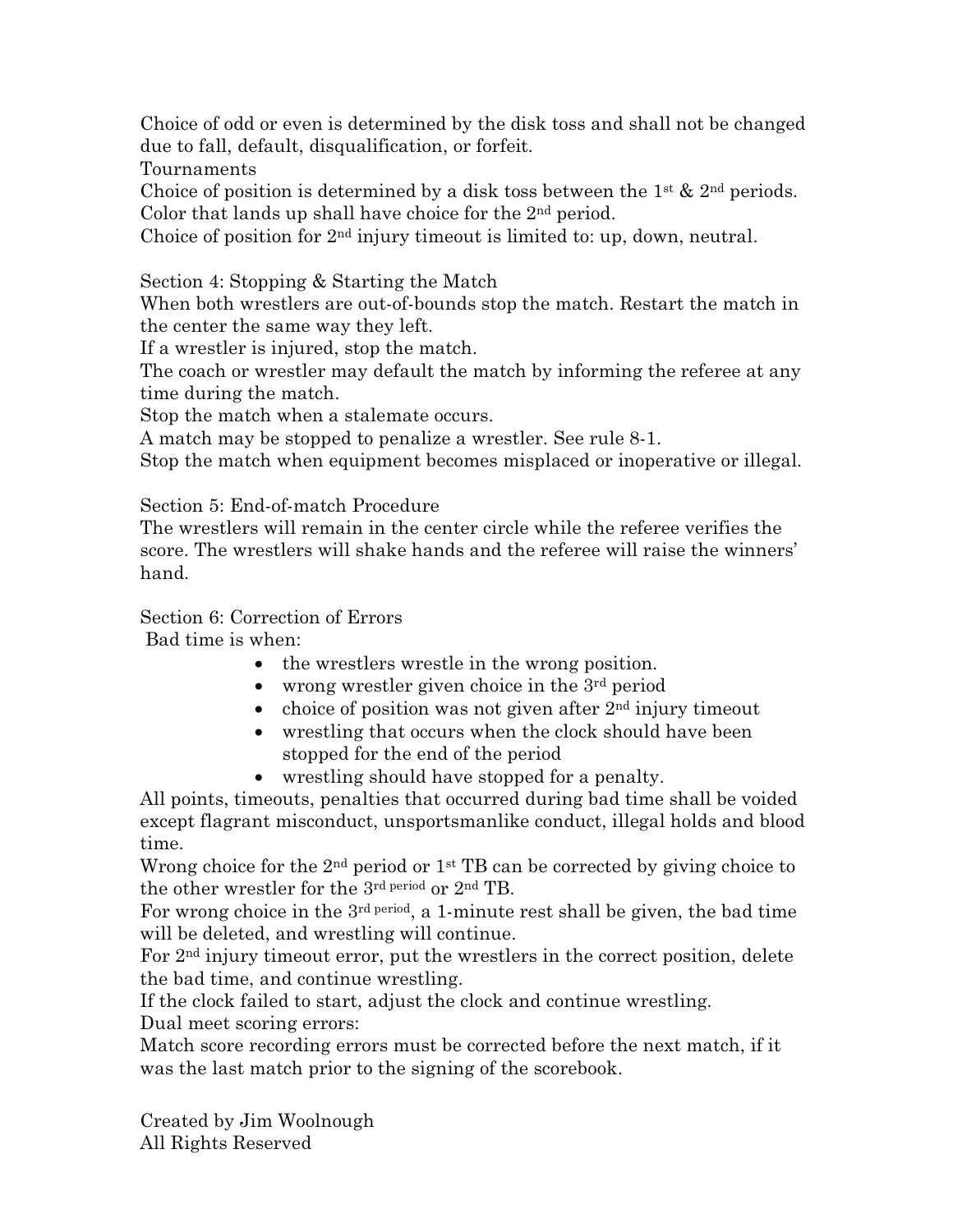Choice of odd or even is determined by the disk toss and shall not be changed due to fall, default, disqualification, or forfeit.

Tournaments

Choice of position is determined by a disk toss between the 1st & 2nd periods. Color that lands up shall have choice for the 2nd period.

Choice of position for 2nd injury timeout is limited to: up, down, neutral.

Section 4: Stopping & Starting the Match

When both wrestlers are out-of-bounds stop the match. Restart the match in the center the same way they left.

If a wrestler is injured, stop the match.

The coach or wrestler may default the match by informing the referee at any time during the match.

Stop the match when a stalemate occurs.

A match may be stopped to penalize a wrestler. See rule 8-1.

Stop the match when equipment becomes misplaced or inoperative or illegal.

Section 5: End-of-match Procedure

The wrestlers will remain in the center circle while the referee verifies the score. The wrestlers will shake hands and the referee will raise the winners' hand.

Section 6: Correction of Errors

Bad time is when:

- the wrestlers wrestle in the wrong position.
- wrong wrestler given choice in the 3rd period
- choice of position was not given after 2nd injury timeout
- wrestling that occurs when the clock should have been stopped for the end of the period
- wrestling should have stopped for a penalty.

All points, timeouts, penalties that occurred during bad time shall be voided except flagrant misconduct, unsportsmanlike conduct, illegal holds and blood time.

Wrong choice for the 2nd period or 1st TB can be corrected by giving choice to the other wrestler for the 3rd period or 2nd TB.

For wrong choice in the 3rd period, a 1-minute rest shall be given, the bad time will be deleted, and wrestling will continue.

For 2nd injury timeout error, put the wrestlers in the correct position, delete the bad time, and continue wrestling.

If the clock failed to start, adjust the clock and continue wrestling.

Dual meet scoring errors:

Match score recording errors must be corrected before the next match, if it was the last match prior to the signing of the scorebook.

Created by Jim Woolnough

All Rights Reserved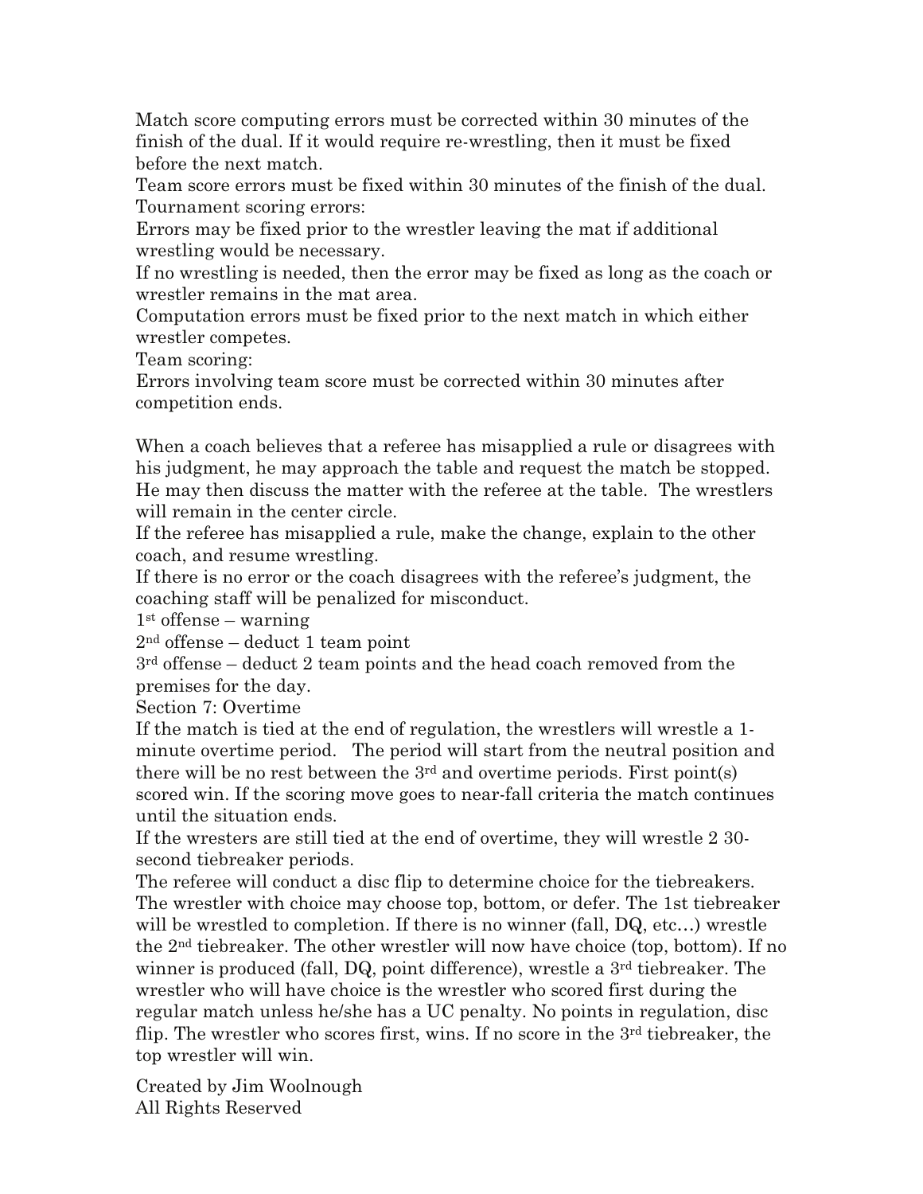Match score computing errors must be corrected within 30 minutes of the finish of the dual. If it would require re-wrestling, then it must be fixed before the next match.

Team score errors must be fixed within 30 minutes of the finish of the dual.

Tournament scoring errors:

Errors may be fixed prior to the wrestler leaving the mat if additional wrestling would be necessary.

If no wrestling is needed, then the error may be fixed as long as the coach or wrestler remains in the mat area.

Computation errors must be fixed prior to the next match in which either wrestler competes.

Team scoring:

Errors involving team score must be corrected within 30 minutes after competition ends.

When a coach believes that a referee has misapplied a rule or disagrees with his judgment, he may approach the table and request the match be stopped. He may then discuss the matter with the referee at the table. The wrestlers will remain in the center circle.

If the referee has misapplied a rule, make the change, explain to the other coach, and resume wrestling.

If there is no error or the coach disagrees with the referee's judgment, the coaching staff will be penalized for misconduct.

1st offense – warning

2nd offense – deduct 1 team point

3rd offense – deduct 2 team points and the head coach removed from the premises for the day.

Section 7: Overtime

If the match is tied at the end of regulation, the wrestlers will wrestle a 1-minute overtime period. The period will start from the neutral position and there will be no rest between the 3rd and overtime periods. First point(s) scored win. If the scoring move goes to near-fall criteria the match continues until the situation ends.

If the wresters are still tied at the end of overtime, they will wrestle 2 30-second tiebreaker periods.

The referee will conduct a disc flip to determine choice for the tiebreakers. The wrestler with choice may choose top, bottom, or defer. The 1st tiebreaker will be wrestled to completion. If there is no winner (fall, DQ, etc…) wrestle the 2nd tiebreaker. The other wrestler will now have choice (top, bottom). If no winner is produced (fall, DQ, point difference), wrestle a 3rd tiebreaker. The wrestler who will have choice is the wrestler who scored first during the regular match unless he/she has a UC penalty. No points in regulation, disc flip. The wrestler who scores first, wins. If no score in the 3rd tiebreaker, the top wrestler will win.

Created by Jim Woolnough
All Rights Reserved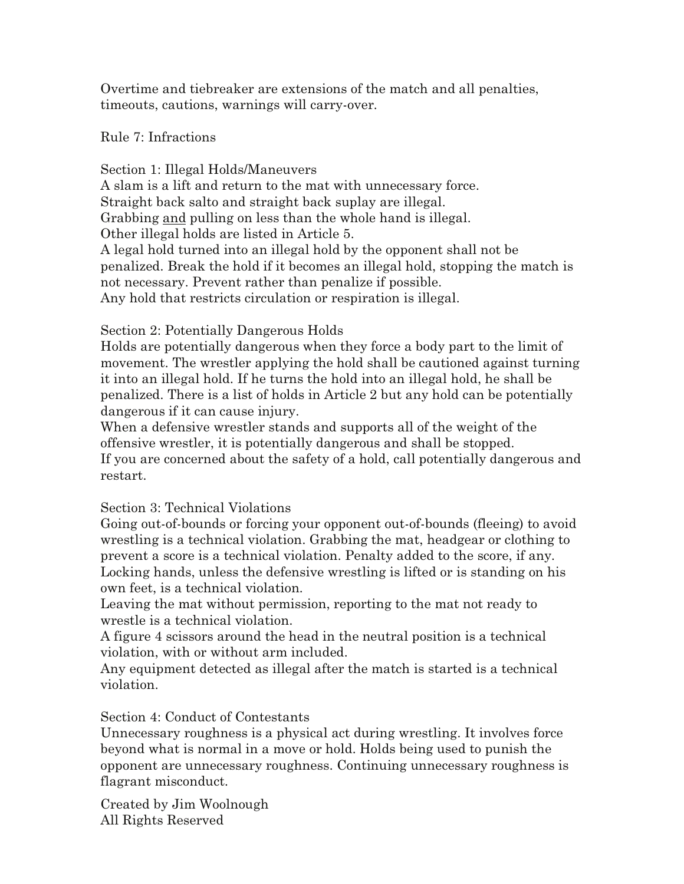Overtime and tiebreaker are extensions of the match and all penalties, timeouts, cautions, warnings will carry-over.

## Rule 7: Infractions

### Section 1: Illegal Holds/Maneuvers

A slam is a lift and return to the mat with unnecessary force.
Straight back salto and straight back suplay are illegal.
Grabbing <u>and</u> pulling on less than the whole hand is illegal.
Other illegal holds are listed in Article 5.
A legal hold turned into an illegal hold by the opponent shall not be penalized. Break the hold if it becomes an illegal hold, stopping the match is not necessary. Prevent rather than penalize if possible.
Any hold that restricts circulation or respiration is illegal.

### Section 2: Potentially Dangerous Holds

Holds are potentially dangerous when they force a body part to the limit of movement. The wrestler applying the hold shall be cautioned against turning it into an illegal hold. If he turns the hold into an illegal hold, he shall be penalized. There is a list of holds in Article 2 but any hold can be potentially dangerous if it can cause injury.
When a defensive wrestler stands and supports all of the weight of the offensive wrestler, it is potentially dangerous and shall be stopped.
If you are concerned about the safety of a hold, call potentially dangerous and restart.

### Section 3: Technical Violations

Going out-of-bounds or forcing your opponent out-of-bounds (fleeing) to avoid wrestling is a technical violation. Grabbing the mat, headgear or clothing to prevent a score is a technical violation. Penalty added to the score, if any.
Locking hands, unless the defensive wrestling is lifted or is standing on his own feet, is a technical violation.
Leaving the mat without permission, reporting to the mat not ready to wrestle is a technical violation.
A figure 4 scissors around the head in the neutral position is a technical violation, with or without arm included.
Any equipment detected as illegal after the match is started is a technical violation.

### Section 4: Conduct of Contestants

Unnecessary roughness is a physical act during wrestling. It involves force beyond what is normal in a move or hold. Holds being used to punish the opponent are unnecessary roughness. Continuing unnecessary roughness is flagrant misconduct.

Created by Jim Woolnough
All Rights Reserved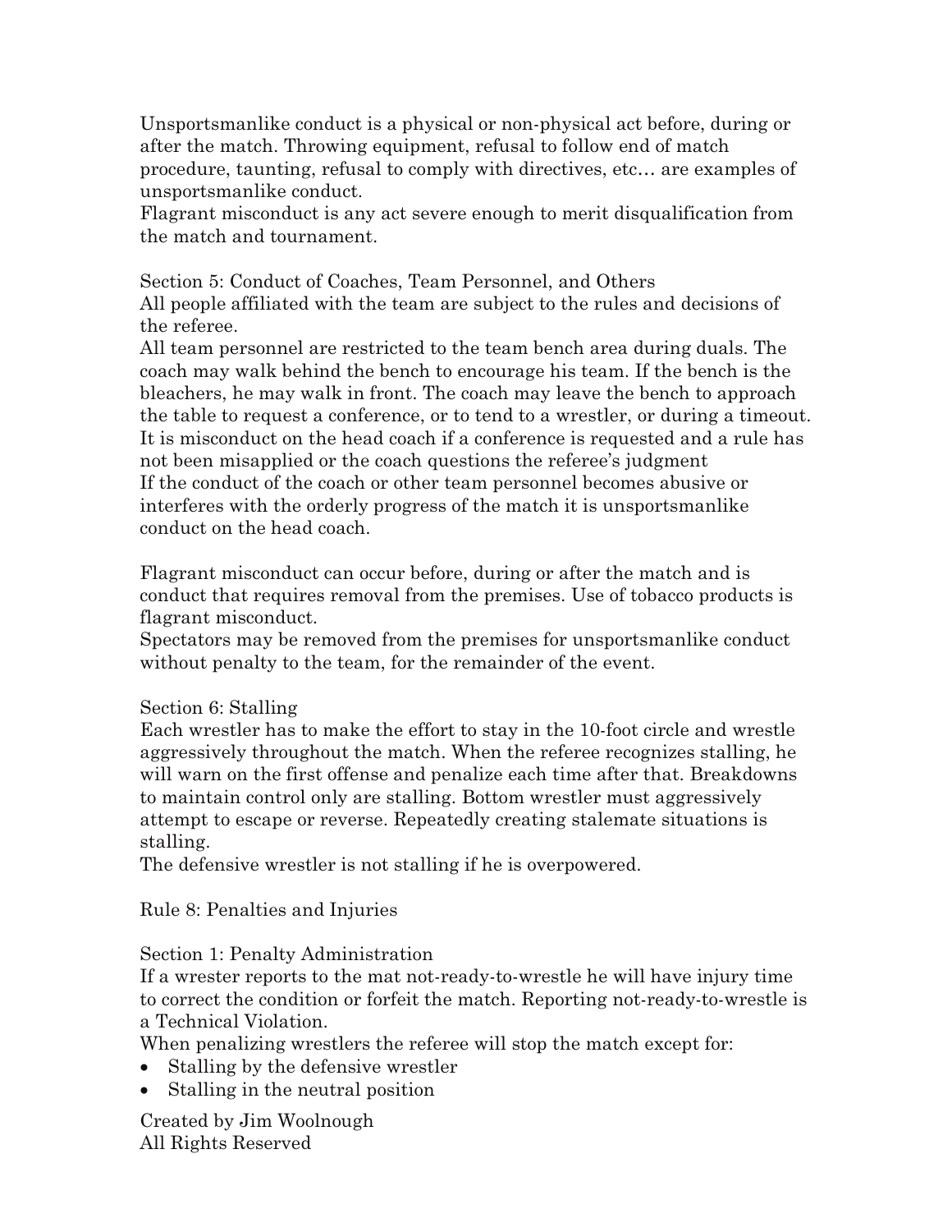Unsportsmanlike conduct is a physical or non-physical act before, during or after the match. Throwing equipment, refusal to follow end of match procedure, taunting, refusal to comply with directives, etc… are examples of unsportsmanlike conduct.
Flagrant misconduct is any act severe enough to merit disqualification from the match and tournament.

Section 5: Conduct of Coaches, Team Personnel, and Others
All people affiliated with the team are subject to the rules and decisions of the referee.
All team personnel are restricted to the team bench area during duals. The coach may walk behind the bench to encourage his team. If the bench is the bleachers, he may walk in front. The coach may leave the bench to approach the table to request a conference, or to tend to a wrestler, or during a timeout.
It is misconduct on the head coach if a conference is requested and a rule has not been misapplied or the coach questions the referee's judgment
If the conduct of the coach or other team personnel becomes abusive or interferes with the orderly progress of the match it is unsportsmanlike conduct on the head coach.

Flagrant misconduct can occur before, during or after the match and is conduct that requires removal from the premises. Use of tobacco products is flagrant misconduct.
Spectators may be removed from the premises for unsportsmanlike conduct without penalty to the team, for the remainder of the event.

Section 6: Stalling
Each wrestler has to make the effort to stay in the 10-foot circle and wrestle aggressively throughout the match. When the referee recognizes stalling, he will warn on the first offense and penalize each time after that. Breakdowns to maintain control only are stalling. Bottom wrestler must aggressively attempt to escape or reverse. Repeatedly creating stalemate situations is stalling.
The defensive wrestler is not stalling if he is overpowered.

Rule 8: Penalties and Injuries

Section 1: Penalty Administration
If a wrester reports to the mat not-ready-to-wrestle he will have injury time to correct the condition or forfeit the match. Reporting not-ready-to-wrestle is a Technical Violation.
When penalizing wrestlers the referee will stop the match except for:

- Stalling by the defensive wrestler
- Stalling in the neutral position

Created by Jim Woolnough
All Rights Reserved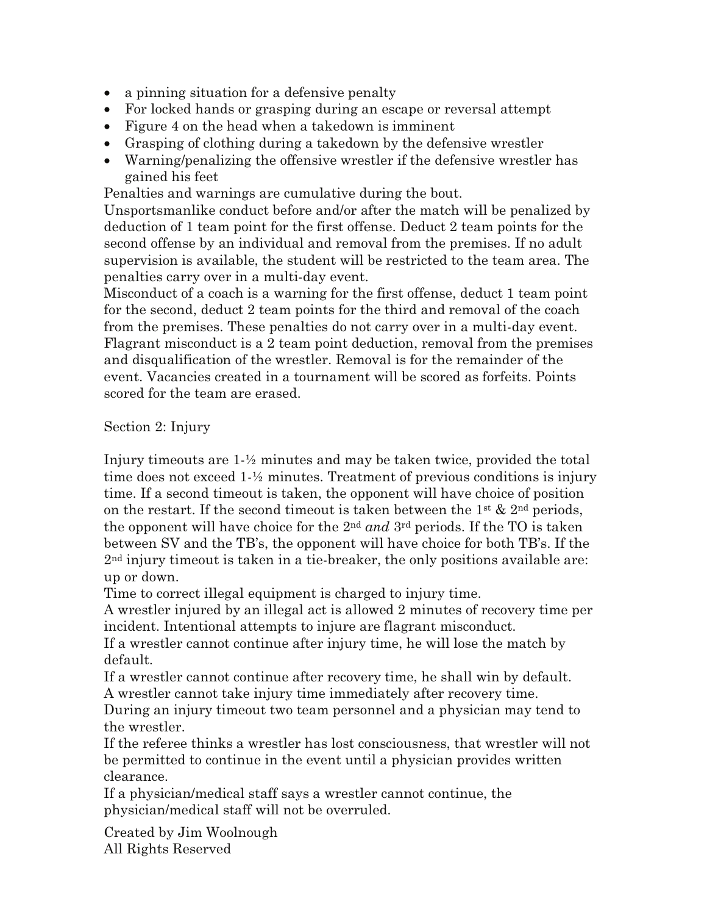- a pinning situation for a defensive penalty
- For locked hands or grasping during an escape or reversal attempt
- Figure 4 on the head when a takedown is imminent
- Grasping of clothing during a takedown by the defensive wrestler
- Warning/penalizing the offensive wrestler if the defensive wrestler has gained his feet

Penalties and warnings are cumulative during the bout.

Unsportsmanlike conduct before and/or after the match will be penalized by deduction of 1 team point for the first offense. Deduct 2 team points for the second offense by an individual and removal from the premises. If no adult supervision is available, the student will be restricted to the team area. The penalties carry over in a multi-day event.

Misconduct of a coach is a warning for the first offense, deduct 1 team point for the second, deduct 2 team points for the third and removal of the coach from the premises. These penalties do not carry over in a multi-day event.

Flagrant misconduct is a 2 team point deduction, removal from the premises and disqualification of the wrestler. Removal is for the remainder of the event. Vacancies created in a tournament will be scored as forfeits. Points scored for the team are erased.

Section 2: Injury

Injury timeouts are 1-½ minutes and may be taken twice, provided the total time does not exceed 1-½ minutes. Treatment of previous conditions is injury time. If a second timeout is taken, the opponent will have choice of position on the restart. If the second timeout is taken between the 1st & 2nd periods, the opponent will have choice for the 2nd *and* 3rd periods. If the TO is taken between SV and the TB's, the opponent will have choice for both TB's. If the 2nd injury timeout is taken in a tie-breaker, the only positions available are: up or down.

Time to correct illegal equipment is charged to injury time.

A wrestler injured by an illegal act is allowed 2 minutes of recovery time per incident. Intentional attempts to injure are flagrant misconduct.

If a wrestler cannot continue after injury time, he will lose the match by default.

If a wrestler cannot continue after recovery time, he shall win by default.

A wrestler cannot take injury time immediately after recovery time.

During an injury timeout two team personnel and a physician may tend to the wrestler.

If the referee thinks a wrestler has lost consciousness, that wrestler will not be permitted to continue in the event until a physician provides written clearance.

If a physician/medical staff says a wrestler cannot continue, the physician/medical staff will not be overruled.

Created by Jim Woolnough
All Rights Reserved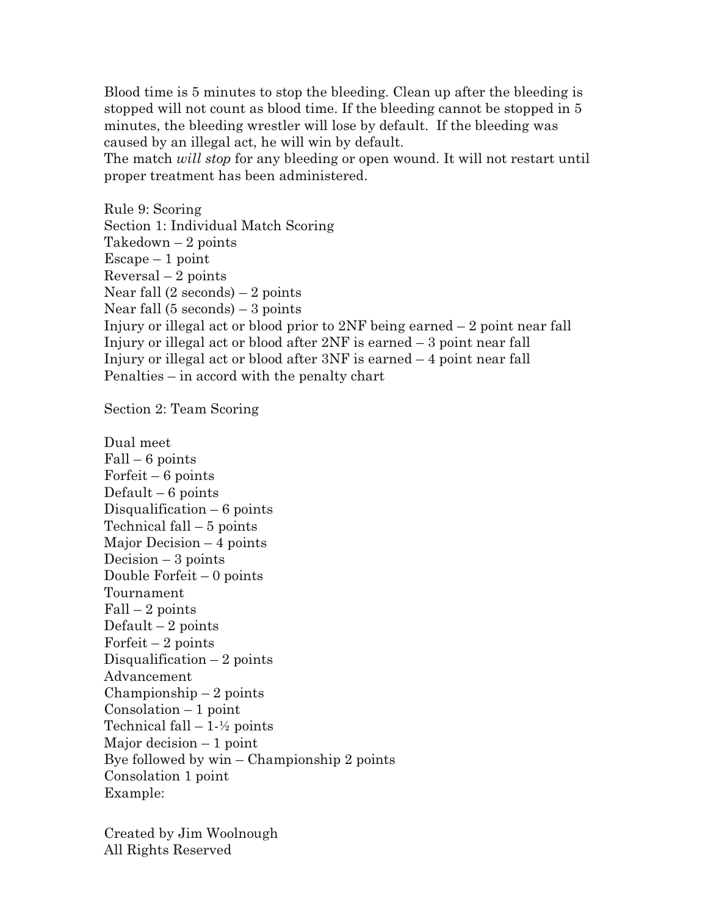Blood time is 5 minutes to stop the bleeding. Clean up after the bleeding is stopped will not count as blood time. If the bleeding cannot be stopped in 5 minutes, the bleeding wrestler will lose by default. If the bleeding was caused by an illegal act, he will win by default.
The match *will stop* for any bleeding or open wound. It will not restart until proper treatment has been administered.

Rule 9: Scoring
Section 1: Individual Match Scoring
Takedown – 2 points
Escape – 1 point
Reversal – 2 points
Near fall (2 seconds) – 2 points
Near fall (5 seconds) – 3 points
Injury or illegal act or blood prior to 2NF being earned – 2 point near fall
Injury or illegal act or blood after 2NF is earned – 3 point near fall
Injury or illegal act or blood after 3NF is earned – 4 point near fall
Penalties – in accord with the penalty chart

Section 2: Team Scoring

Dual meet
Fall – 6 points
Forfeit – 6 points
Default – 6 points
Disqualification – 6 points
Technical fall – 5 points
Major Decision – 4 points
Decision – 3 points
Double Forfeit – 0 points
Tournament
Fall – 2 points
Default – 2 points
Forfeit – 2 points
Disqualification – 2 points
Advancement
Championship – 2 points
Consolation – 1 point
Technical fall – 1-½ points
Major decision – 1 point
Bye followed by win – Championship 2 points
Consolation 1 point
Example:

Created by Jim Woolnough
All Rights Reserved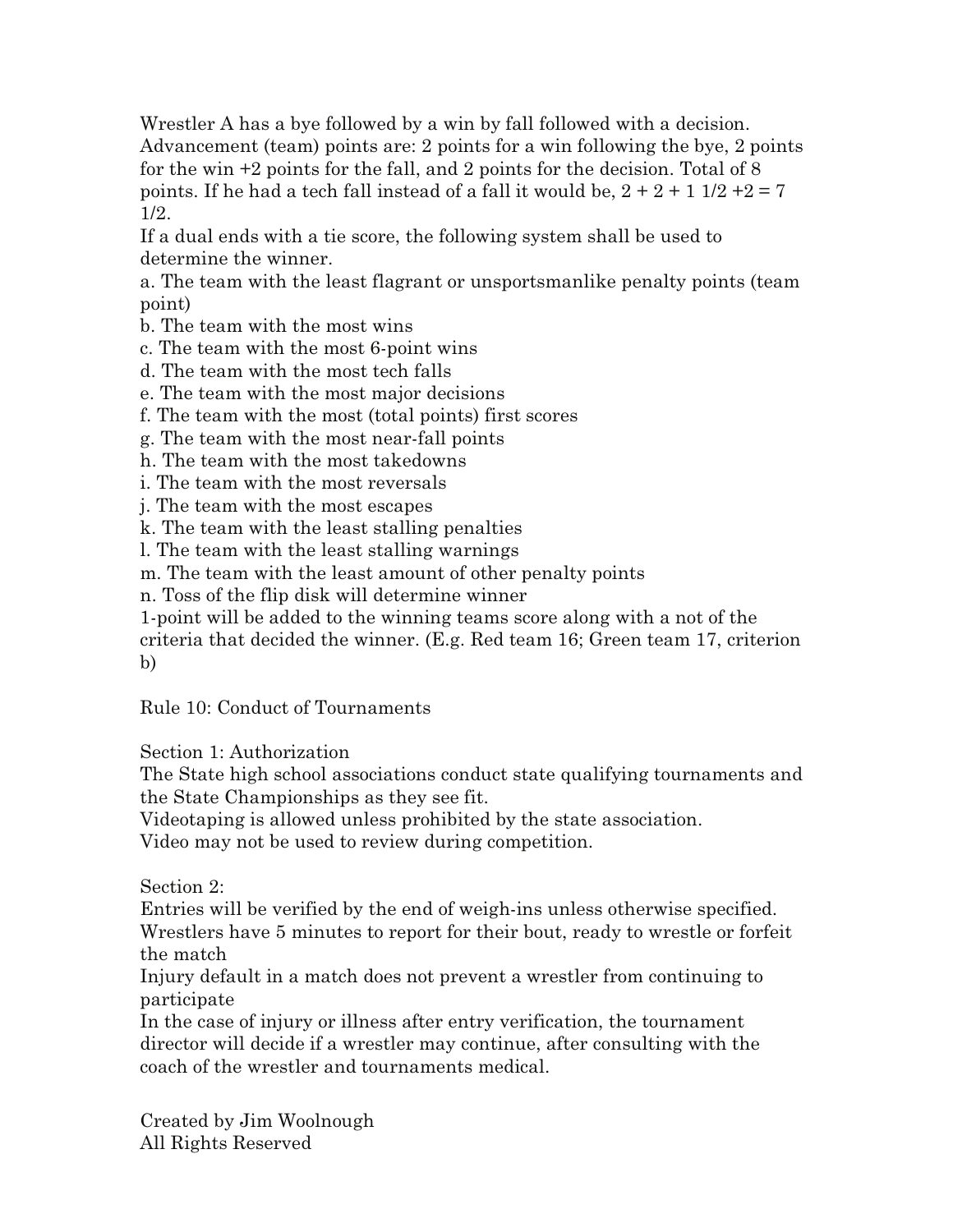Wrestler A has a bye followed by a win by fall followed with a decision. Advancement (team) points are: 2 points for a win following the bye, 2 points for the win +2 points for the fall, and 2 points for the decision. Total of 8 points. If he had a tech fall instead of a fall it would be, 2 + 2 + 1 1/2 +2 = 7 1/2.

If a dual ends with a tie score, the following system shall be used to determine the winner.

a. The team with the least flagrant or unsportsmanlike penalty points (team point)
b. The team with the most wins
c. The team with the most 6-point wins
d. The team with the most tech falls
e. The team with the most major decisions
f. The team with the most (total points) first scores
g. The team with the most near-fall points
h. The team with the most takedowns
i. The team with the most reversals
j. The team with the most escapes
k. The team with the least stalling penalties
l. The team with the least stalling warnings
m. The team with the least amount of other penalty points
n. Toss of the flip disk will determine winner

1-point will be added to the winning teams score along with a not of the criteria that decided the winner. (E.g. Red team 16; Green team 17, criterion b)

## Rule 10: Conduct of Tournaments

### Section 1: Authorization

The State high school associations conduct state qualifying tournaments and the State Championships as they see fit.
Videotaping is allowed unless prohibited by the state association.
Video may not be used to review during competition.

### Section 2:

Entries will be verified by the end of weigh-ins unless otherwise specified.
Wrestlers have 5 minutes to report for their bout, ready to wrestle or forfeit the match
Injury default in a match does not prevent a wrestler from continuing to participate
In the case of injury or illness after entry verification, the tournament director will decide if a wrestler may continue, after consulting with the coach of the wrestler and tournaments medical.

Created by Jim Woolnough
All Rights Reserved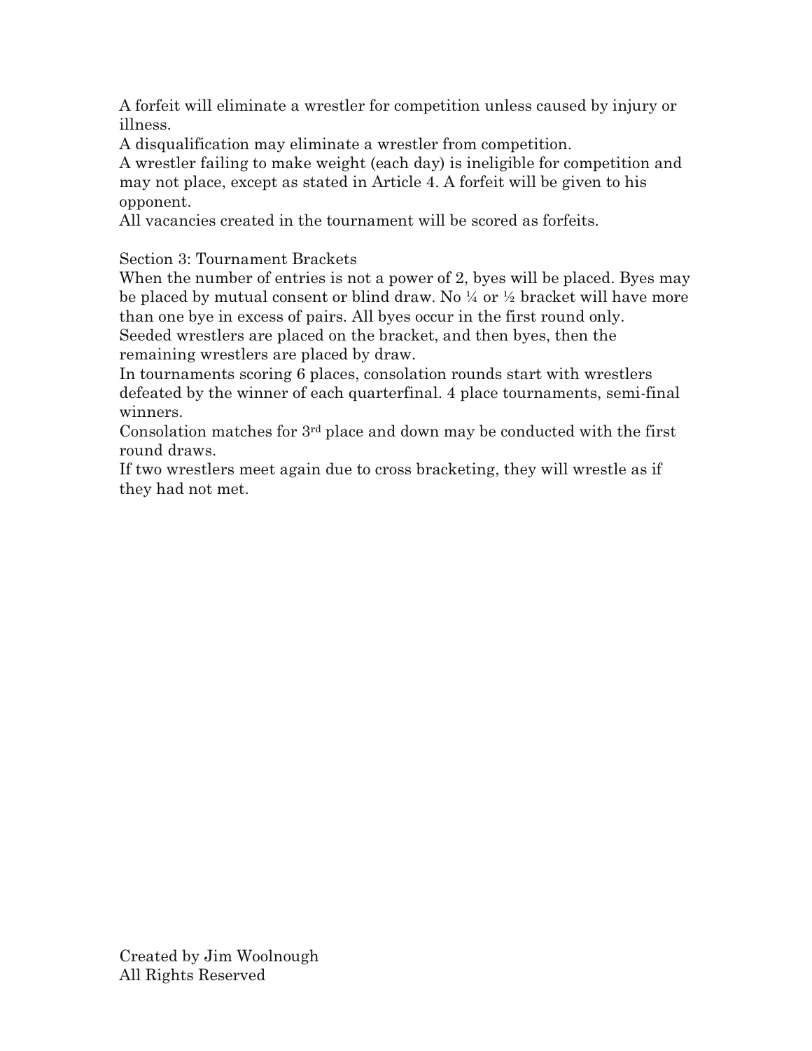A forfeit will eliminate a wrestler for competition unless caused by injury or illness.

A disqualification may eliminate a wrestler from competition.

A wrestler failing to make weight (each day) is ineligible for competition and may not place, except as stated in Article 4. A forfeit will be given to his opponent.

All vacancies created in the tournament will be scored as forfeits.

## Section 3: Tournament Brackets

When the number of entries is not a power of 2, byes will be placed. Byes may be placed by mutual consent or blind draw. No ¼ or ½ bracket will have more than one bye in excess of pairs. All byes occur in the first round only.

Seeded wrestlers are placed on the bracket, and then byes, then the remaining wrestlers are placed by draw.

In tournaments scoring 6 places, consolation rounds start with wrestlers defeated by the winner of each quarterfinal. 4 place tournaments, semi-final winners.

Consolation matches for 3rd place and down may be conducted with the first round draws.

If two wrestlers meet again due to cross bracketing, they will wrestle as if they had not met.

Created by Jim Woolnough
All Rights Reserved